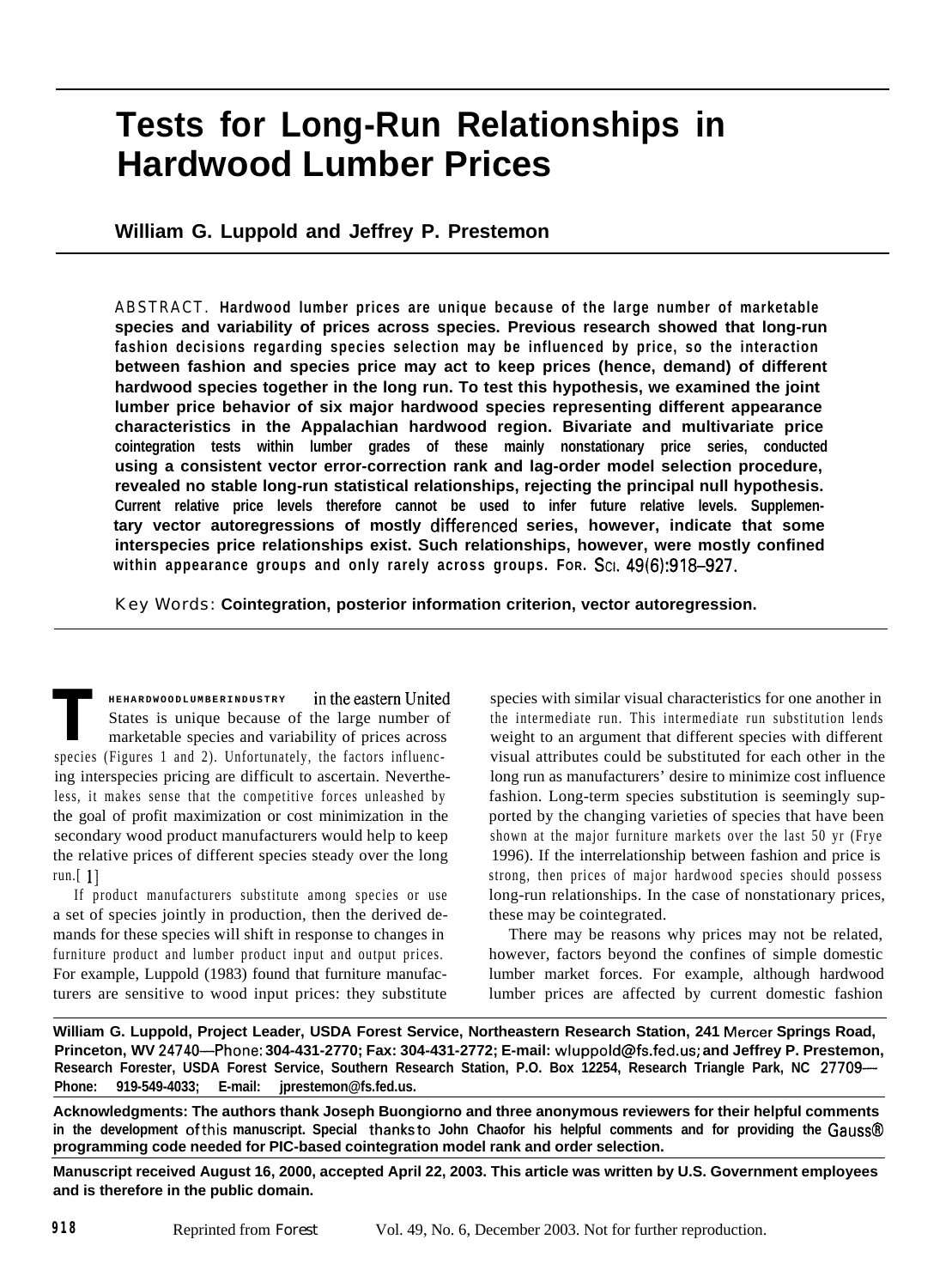# Tests for Long-Run Relationships in Hardwood Lumber Prices

**William G. Luppold and Jeffrey P. Prestemon**

ABSTRACT. **Hardwood lumber prices are unique because of the large number of marketable species and variability of prices across species. Previous research showed that long-run fashion decisions regarding species selection may be influenced by price, so the interaction between fashion and species price may act to keep prices (hence, demand) of different hardwood species together in the long run. To test this hypothesis, we examined the joint lumber price behavior of six major hardwood species representing different appearance characteristics in the Appalachian hardwood region. Bivariate and multivariate price cointegration tests within lumber grades of these mainly nonstationary price series, conducted using a consistent vector error-correction rank and lag-order model selection procedure, revealed no stable long-run statistical relationships, rejecting the principal null hypothesis. Current relative price levels therefore cannot be used to infer future relative levels. Supplementary vector autoregressions of mostly differenced series, however, indicate that some interspecies price relationships exist. Such relationships, however, were mostly confined within appearance groups and only rarely across groups. FOR. SCI. 49(6):918–927.**

Key Words: **Cointegration, posterior information criterion, vector autoregression.**

THE HARDWOOD LUMBER INDUSTRY in the eastern United States is unique because of the large number of marketable species and variability of prices across species (Figures 1 and 2). Unfortunately, the factors influencing interspecies pricing are difficult to ascertain. Nevertheless, it makes sense that the competitive forces unleashed by the goal of profit maximization or cost minimization in the secondary wood product manufacturers would help to keep the relative prices of different species steady over the long run.[1]

If product manufacturers substitute among species or use a set of species jointly in production, then the derived demands for these species will shift in response to changes in furniture product and lumber product input and output prices. For example, Luppold (1983) found that furniture manufacturers are sensitive to wood input prices: they substitute species with similar visual characteristics for one another in the intermediate run. This intermediate run substitution lends weight to an argument that different species with different visual attributes could be substituted for each other in the long run as manufacturers' desire to minimize cost influence fashion. Long-term species substitution is seemingly supported by the changing varieties of species that have been shown at the major furniture markets over the last 50 yr (Frye 1996). If the interrelationship between fashion and price is strong, then prices of major hardwood species should possess long-run relationships. In the case of nonstationary prices, these may be cointegrated.

There may be reasons why prices may not be related, however, factors beyond the confines of simple domestic lumber market forces. For example, although hardwood lumber prices are affected by current domestic fashion

---

**William G. Luppold, Project Leader, USDA Forest Service, Northeastern Research Station, 241 Mercer Springs Road, Princeton, WV 24740—Phone: 304-431-2770; Fax: 304-431-2772; E-mail: wluppold@fs.fed.us; and Jeffrey P. Prestemon, Research Forester, USDA Forest Service, Southern Research Station, P.O. Box 12254, Research Triangle Park, NC 27709—Phone: 919-549-4033; E-mail: jprestemon@fs.fed.us.**

**Acknowledgments: The authors thank Joseph Buongiorno and three anonymous reviewers for their helpful comments in the development of this manuscript. Special thanks to John Chaofor his helpful comments and for providing the Gauss® programming code needed for PIC-based cointegration model rank and order selection.**

**Manuscript received August 16, 2000, accepted April 22, 2003. This article was written by U.S. Government employees and is therefore in the public domain.**

Reprinted from Forest Vol. 49, No. 6, December 2003. Not for further reproduction.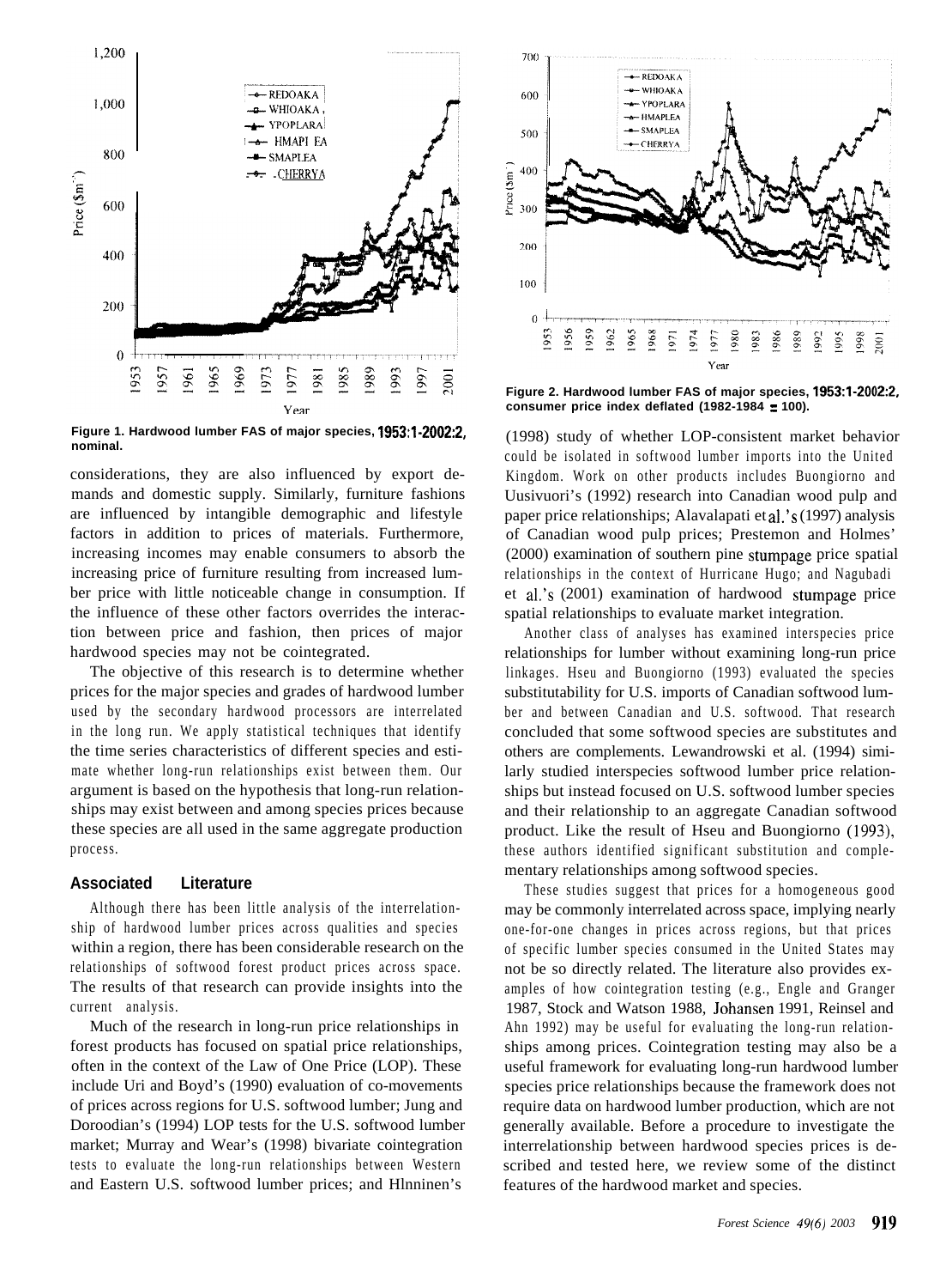Figure 1. Hardwood lumber FAS of major species, 1953:1-2002:2, nominal.

Figure 2. Hardwood lumber FAS of major species, 1953:1-2002:2, consumer price index deflated (1982-1984 = 100).

considerations, they are also influenced by export demands and domestic supply. Similarly, furniture fashions are influenced by intangible demographic and lifestyle factors in addition to prices of materials. Furthermore, increasing incomes may enable consumers to absorb the increasing price of furniture resulting from increased lumber price with little noticeable change in consumption. If the influence of these other factors overrides the interaction between price and fashion, then prices of major hardwood species may not be cointegrated.

The objective of this research is to determine whether prices for the major species and grades of hardwood lumber used by the secondary hardwood processors are interrelated in the long run. We apply statistical techniques that identify the time series characteristics of different species and estimate whether long-run relationships exist between them. Our argument is based on the hypothesis that long-run relationships may exist between and among species prices because these species are all used in the same aggregate production process.

## Associated Literature

Although there has been little analysis of the interrelationship of hardwood lumber prices across qualities and species within a region, there has been considerable research on the relationships of softwood forest product prices across space. The results of that research can provide insights into the current analysis.

Much of the research in long-run price relationships in forest products has focused on spatial price relationships, often in the context of the Law of One Price (LOP). These include Uri and Boyd's (1990) evaluation of co-movements of prices across regions for U.S. softwood lumber; Jung and Doroodian's (1994) LOP tests for the U.S. softwood lumber market; Murray and Wear's (1998) bivariate cointegration tests to evaluate the long-run relationships between Western and Eastern U.S. softwood lumber prices; and Hlnninen's (1998) study of whether LOP-consistent market behavior could be isolated in softwood lumber imports into the United Kingdom. Work on other products includes Buongiorno and Uusivuori's (1992) research into Canadian wood pulp and paper price relationships; Alavalapati et al.'s (1997) analysis of Canadian wood pulp prices; Prestemon and Holmes' (2000) examination of southern pine stumpage price spatial relationships in the context of Hurricane Hugo; and Nagubadi et al.'s (2001) examination of hardwood stumpage price spatial relationships to evaluate market integration.

Another class of analyses has examined interspecies price relationships for lumber without examining long-run price linkages. Hseu and Buongiorno (1993) evaluated the species substitutability for U.S. imports of Canadian softwood lumber and between Canadian and U.S. softwood. That research concluded that some softwood species are substitutes and others are complements. Lewandrowski et al. (1994) similarly studied interspecies softwood lumber price relationships but instead focused on U.S. softwood lumber species and their relationship to an aggregate Canadian softwood product. Like the result of Hseu and Buongiorno (1993), these authors identified significant substitution and complementary relationships among softwood species.

These studies suggest that prices for a homogeneous good may be commonly interrelated across space, implying nearly one-for-one changes in prices across regions, but that prices of specific lumber species consumed in the United States may not be so directly related. The literature also provides examples of how cointegration testing (e.g., Engle and Granger 1987, Stock and Watson 1988, Johansen 1991, Reinsel and Ahn 1992) may be useful for evaluating the long-run relationships among prices. Cointegration testing may also be a useful framework for evaluating long-run hardwood lumber species price relationships because the framework does not require data on hardwood lumber production, which are not generally available. Before a procedure to investigate the interrelationship between hardwood species prices is described and tested here, we review some of the distinct features of the hardwood market and species.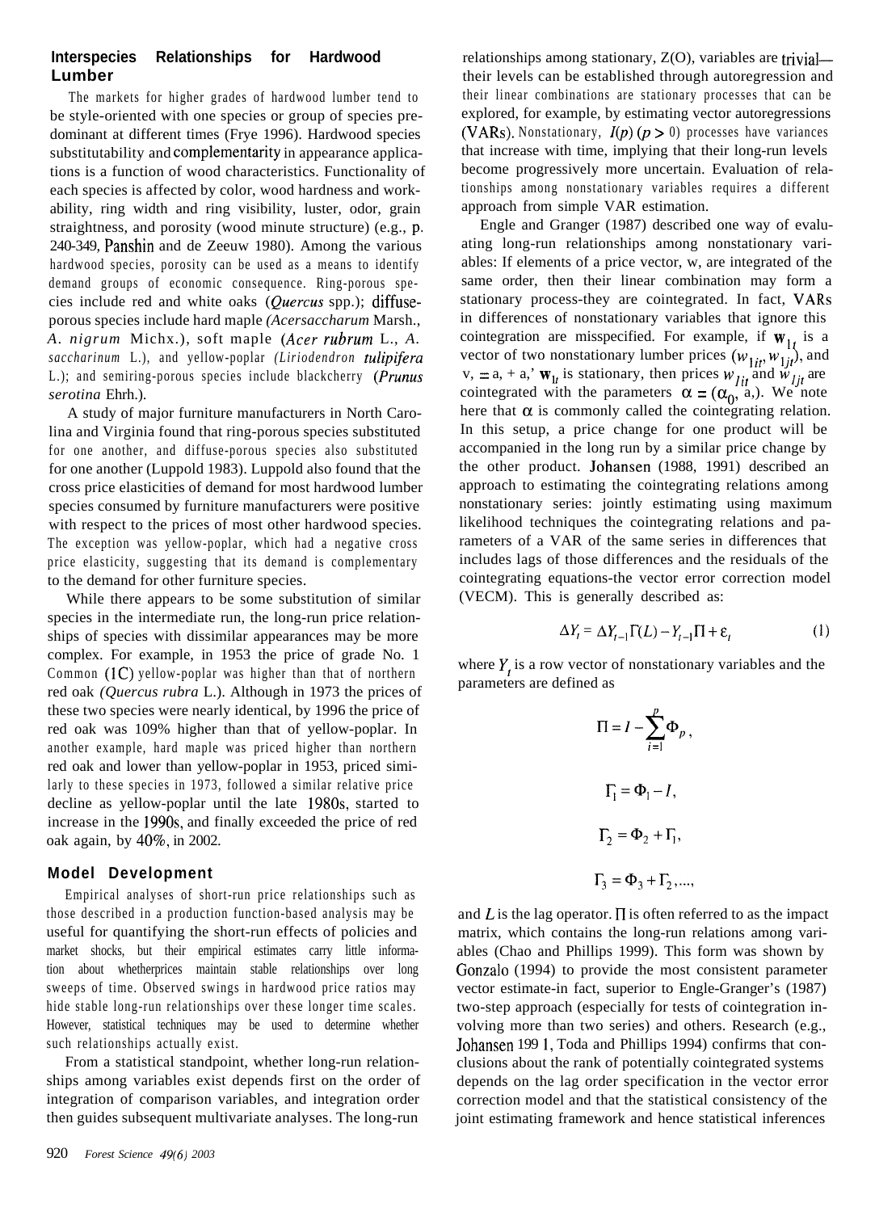### Interspecies Relationships for Hardwood Lumber

The markets for higher grades of hardwood lumber tend to be style-oriented with one species or group of species predominant at different times (Frye 1996). Hardwood species substitutability and complementarity in appearance applications is a function of wood characteristics. Functionality of each species is affected by color, wood hardness and workability, ring width and ring visibility, luster, odor, grain straightness, and porosity (wood minute structure) (e.g., p. 240-349, Panshin and de Zeeuw 1980). Among the various hardwood species, porosity can be used as a means to identify demand groups of economic consequence. Ring-porous species include red and white oaks (*Quercus* spp.); diffuse-porous species include hard maple *(Acersaccharum* Marsh., *A. nigrum* Michx.), soft maple (*Acer rubrum* L., *A. saccharinum* L.), and yellow-poplar *(Liriodendron tulipifera* L.); and semiring-porous species include blackcherry *(Prunus serotina* Ehrh.).

A study of major furniture manufacturers in North Carolina and Virginia found that ring-porous species substituted for one another, and diffuse-porous species also substituted for one another (Luppold 1983). Luppold also found that the cross price elasticities of demand for most hardwood lumber species consumed by furniture manufacturers were positive with respect to the prices of most other hardwood species. The exception was yellow-poplar, which had a negative cross price elasticity, suggesting that its demand is complementary to the demand for other furniture species.

While there appears to be some substitution of similar species in the intermediate run, the long-run price relationships of species with dissimilar appearances may be more complex. For example, in 1953 the price of grade No. 1 Common (1C) yellow-poplar was higher than that of northern red oak *(Quercus rubra* L.). Although in 1973 the prices of these two species were nearly identical, by 1996 the price of red oak was 109% higher than that of yellow-poplar. In another example, hard maple was priced higher than northern red oak and lower than yellow-poplar in 1953, priced similarly to these species in 1973, followed a similar relative price decline as yellow-poplar until the late 1980s, started to increase in the 1990s, and finally exceeded the price of red oak again, by 40%, in 2002.

### Model Development

Empirical analyses of short-run price relationships such as those described in a production function-based analysis may be useful for quantifying the short-run effects of policies and market shocks, but their empirical estimates carry little information about whetherprices maintain stable relationships over long sweeps of time. Observed swings in hardwood price ratios may hide stable long-run relationships over these longer time scales. However, statistical techniques may be used to determine whether such relationships actually exist.

From a statistical standpoint, whether long-run relationships among variables exist depends first on the order of integration of comparison variables, and integration order then guides subsequent multivariate analyses. The long-run relationships among stationary, Z(O), variables are trivial—their levels can be established through autoregression and their linear combinations are stationary processes that can be explored, for example, by estimating vector autoregressions (VARs). Nonstationary, $I(p)$ $(p > 0)$ processes have variances that increase with time, implying that their long-run levels become progressively more uncertain. Evaluation of relationships among nonstationary variables requires a different approach from simple VAR estimation.

Engle and Granger (1987) described one way of evaluating long-run relationships among nonstationary variables: If elements of a price vector, w, are integrated of the same order, then their linear combination may form a stationary process-they are cointegrated. In fact, VARs in differences of nonstationary variables that ignore this cointegration are misspecified. For example, if $\mathbf{w}_{1t}$ is a vector of two nonstationary lumber prices $(w_{1it}, w_{1jt})$, and v, = a, + a,' $\mathbf{w}_{1t}$ is stationary, then prices $w_{1it}$ and $w_{1jt}$ are cointegrated with the parameters $\alpha = (\alpha_0$, a,). We note here that $\alpha$ is commonly called the cointegrating relation. In this setup, a price change for one product will be accompanied in the long run by a similar price change by the other product. Johansen (1988, 1991) described an approach to estimating the cointegrating relations among nonstationary series: jointly estimating using maximum likelihood techniques the cointegrating relations and parameters of a VAR of the same series in differences that includes lags of those differences and the residuals of the cointegrating equations-the vector error correction model (VECM). This is generally described as:

$$\Delta Y_t = \Delta Y_{t-1}\Gamma(L) - Y_{t-1}\Pi + \varepsilon_t \tag{1}$$

where $Y_t$ is a row vector of nonstationary variables and the parameters are defined as

$$\Pi = I - \sum_{i=1}^{p} \Phi_p ,$$

$$\Gamma_1 = \Phi_1 - I,$$

$$\Gamma_2 = \Phi_2 + \Gamma_1,$$

$$\Gamma_3 = \Phi_3 + \Gamma_2, ...,$$

and $L$ is the lag operator. $\Pi$ is often referred to as the impact matrix, which contains the long-run relations among variables (Chao and Phillips 1999). This form was shown by Gonzalo (1994) to provide the most consistent parameter vector estimate-in fact, superior to Engle-Granger's (1987) two-step approach (especially for tests of cointegration involving more than two series) and others. Research (e.g., Johansen 1991, Toda and Phillips 1994) confirms that conclusions about the rank of potentially cointegrated systems depends on the lag order specification in the vector error correction model and that the statistical consistency of the joint estimating framework and hence statistical inferences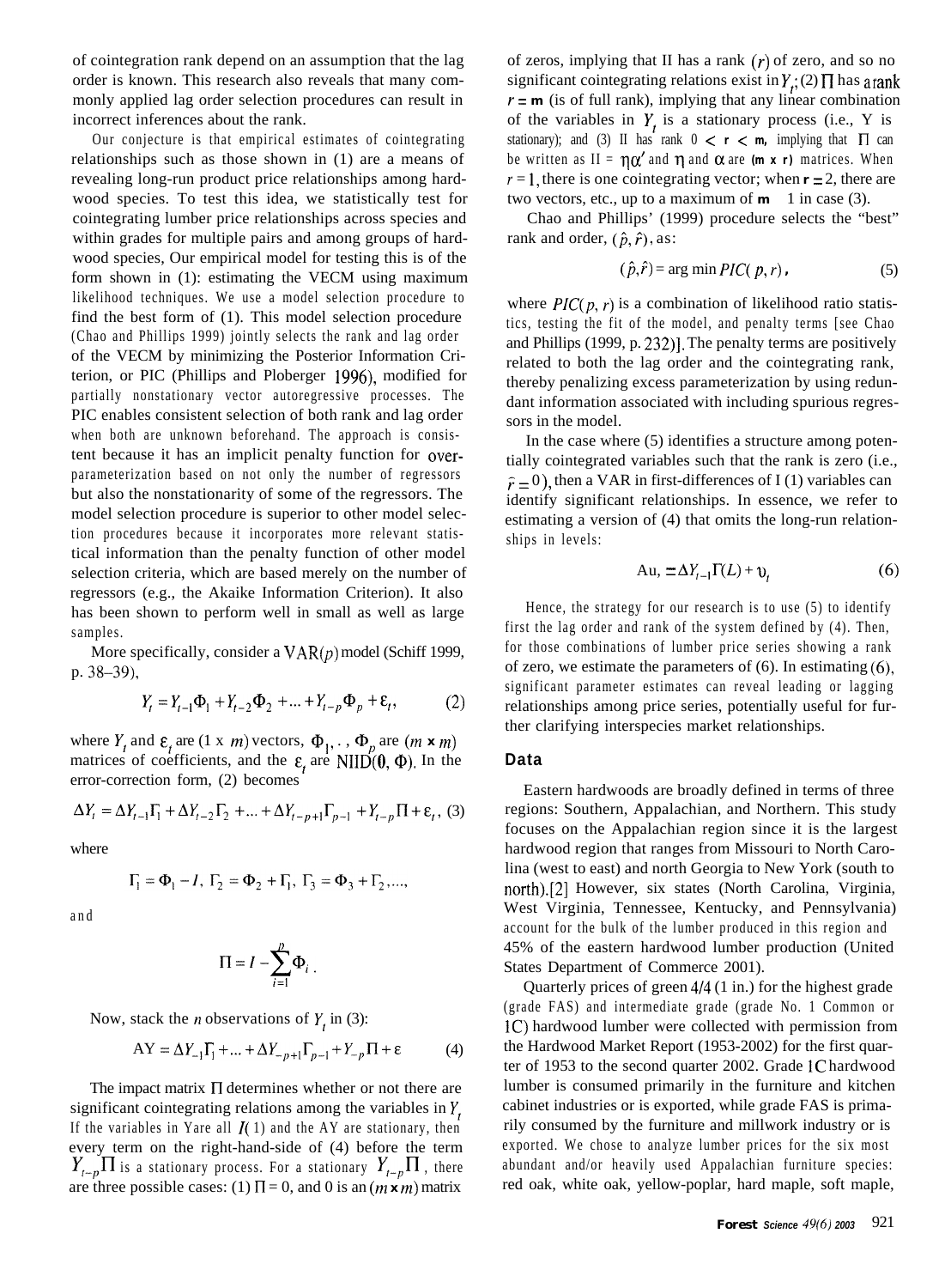of cointegration rank depend on an assumption that the lag order is known. This research also reveals that many commonly applied lag order selection procedures can result in incorrect inferences about the rank.

Our conjecture is that empirical estimates of cointegrating relationships such as those shown in (1) are a means of revealing long-run product price relationships among hardwood species. To test this idea, we statistically test for cointegrating lumber price relationships across species and within grades for multiple pairs and among groups of hardwood species, Our empirical model for testing this is of the form shown in (1): estimating the VECM using maximum likelihood techniques. We use a model selection procedure to find the best form of (1). This model selection procedure (Chao and Phillips 1999) jointly selects the rank and lag order of the VECM by minimizing the Posterior Information Criterion, or PIC (Phillips and Ploberger 1996), modified for partially nonstationary vector autoregressive processes. The PIC enables consistent selection of both rank and lag order when both are unknown beforehand. The approach is consistent because it has an implicit penalty function for overparameterization based on not only the number of regressors but also the nonstationarity of some of the regressors. The model selection procedure is superior to other model selection procedures because it incorporates more relevant statistical information than the penalty function of other model selection criteria, which are based merely on the number of regressors (e.g., the Akaike Information Criterion). It also has been shown to perform well in small as well as large samples.

More specifically, consider a VAR($p$) model (Schiff 1999, p. 38–39),

$$Y_t = Y_{t-1}\Phi_1 + Y_{t-2}\Phi_2 + ... + Y_{t-p}\Phi_p + \varepsilon_t, \tag{2}$$

where $Y_t$ and $\varepsilon_t$ are (1 x $m$) vectors, $\Phi_1, . , \Phi_p$ are ($m$ x $m$) matrices of coefficients, and the $\varepsilon_t$ are NIID(0, $\Phi$). In the error-correction form, (2) becomes

$$\Delta Y_t = \Delta Y_{t-1}\Gamma_1 + \Delta Y_{t-2}\Gamma_2 + ... + \Delta Y_{t-p+1}\Gamma_{p-1} + Y_{t-p}\Pi + \varepsilon_t, \tag{3}$$

where

$$\Gamma_1 = \Phi_1 - I,\ \Gamma_2 = \Phi_2 + \Gamma_1,\ \Gamma_3 = \Phi_3 + \Gamma_2, ...,$$

and

$$\Pi = I - \sum_{i=1}^{p} \Phi_i .$$

Now, stack the $n$ observations of $Y_t$ in (3):

$$\text{AY} = \Delta Y_{-1}\Gamma_1 + ... + \Delta Y_{-p+1}\Gamma_{p-1} + Y_{-p}\Pi + \varepsilon \tag{4}$$

The impact matrix $\Pi$ determines whether or not there are significant cointegrating relations among the variables in $Y_t$ If the variables in Yare all $I$( 1) and the AY are stationary, then every term on the right-hand-side of (4) before the term $Y_{t-p}\Pi$ is a stationary process. For a stationary $Y_{t-p}\Pi$, there are three possible cases: (1) $\Pi$ = 0, and 0 is an ($m$ x $m$) matrix of zeros, implying that II has a rank ($r$) of zero, and so no significant cointegrating relations exist in $Y_t$; (2) $\Pi$ has a rank $r$ = m (is of full rank), implying that any linear combination of the variables in $Y_t$ is a stationary process (i.e., Y is stationary); and (3) II has rank $0 < r < m$, implying that $\Pi$ can be written as II = $\eta\alpha'$ and $\eta$ and $\alpha$ are (m x r) matrices. When $r$ = 1, there is one cointegrating vector; when r = 2, there are two vectors, etc., up to a maximum of m 1 in case (3).

Chao and Phillips' (1999) procedure selects the "best" rank and order, $(\hat{p}, \hat{r})$, as:

$$(\hat{p}, \hat{r}) = \arg\min PIC(p, r), \tag{5}$$

where $PIC(p, r)$ is a combination of likelihood ratio statistics, testing the fit of the model, and penalty terms [see Chao and Phillips (1999, p. 232)]. The penalty terms are positively related to both the lag order and the cointegrating rank, thereby penalizing excess parameterization by using redundant information associated with including spurious regressors in the model.

In the case where (5) identifies a structure among potentially cointegrated variables such that the rank is zero (i.e., $\hat{r} = 0$), then a VAR in first-differences of I (1) variables can identify significant relationships. In essence, we refer to estimating a version of (4) that omits the long-run relationships in levels:

$$\text{Au}_t = \Delta Y_{t-1}\Gamma(L) + \upsilon_t \tag{6}$$

Hence, the strategy for our research is to use (5) to identify first the lag order and rank of the system defined by (4). Then, for those combinations of lumber price series showing a rank of zero, we estimate the parameters of (6). In estimating (6), significant parameter estimates can reveal leading or lagging relationships among price series, potentially useful for further clarifying interspecies market relationships.

## Data

Eastern hardwoods are broadly defined in terms of three regions: Southern, Appalachian, and Northern. This study focuses on the Appalachian region since it is the largest hardwood region that ranges from Missouri to North Carolina (west to east) and north Georgia to New York (south to north).[2] However, six states (North Carolina, Virginia, West Virginia, Tennessee, Kentucky, and Pennsylvania) account for the bulk of the lumber produced in this region and 45% of the eastern hardwood lumber production (United States Department of Commerce 2001).

Quarterly prices of green 4/4 (1 in.) for the highest grade (grade FAS) and intermediate grade (grade No. 1 Common or 1C) hardwood lumber were collected with permission from the Hardwood Market Report (1953-2002) for the first quarter of 1953 to the second quarter 2002. Grade 1C hardwood lumber is consumed primarily in the furniture and kitchen cabinet industries or is exported, while grade FAS is primarily consumed by the furniture and millwork industry or is exported. We chose to analyze lumber prices for the six most abundant and/or heavily used Appalachian furniture species: red oak, white oak, yellow-poplar, hard maple, soft maple,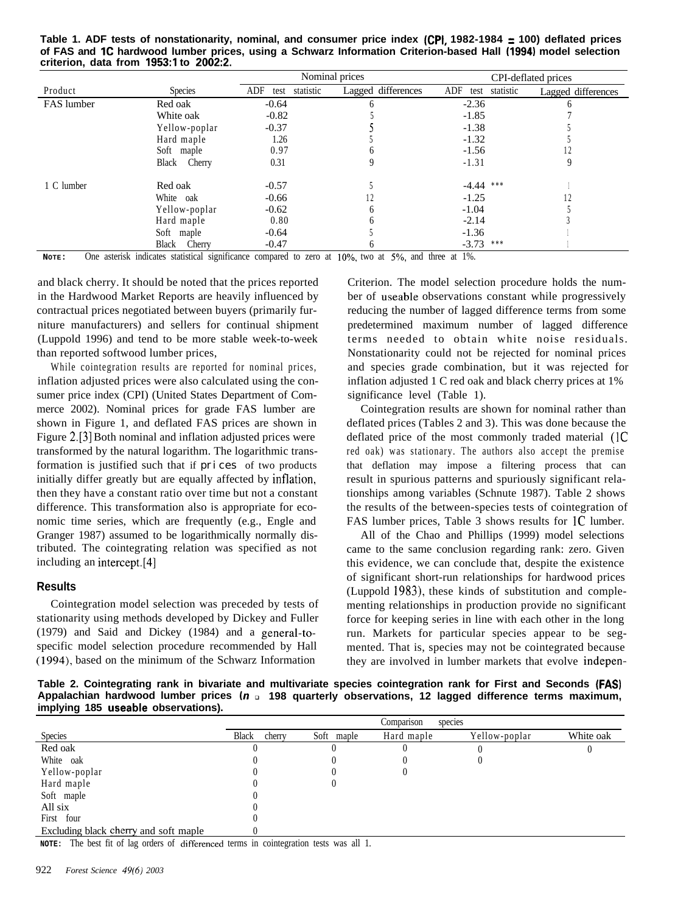**Table 1. ADF tests of nonstationarity, nominal, and consumer price index (CPI, 1982-1984 = 100) deflated prices of FAS and 1C hardwood lumber prices, using a Schwarz Information Criterion-based Hall (1994) model selection criterion, data from 1953:1 to 2002:2.**

| Product | Species | Nominal prices | | CPI-deflated prices | |
|---|---|---|---|---|---|
| | | ADF test statistic | Lagged differences | ADF test statistic | Lagged differences |
| FAS lumber | Red oak | -0.64 | 6 | -2.36 | 6 |
| | White oak | -0.82 | 5 | -1.85 | 7 |
| | Yellow-poplar | -0.37 | 5 | -1.38 | 5 |
| | Hard maple | 1.26 | 5 | -1.32 | 5 |
| | Soft maple | 0.97 | 6 | -1.56 | 12 |
| | Black Cherry | 0.31 | 9 | -1.31 | 9 |
| 1 C lumber | Red oak | -0.57 | 5 | -4.44 *** | 1 |
| | White oak | -0.66 | 12 | -1.25 | 12 |
| | Yellow-poplar | -0.62 | 6 | -1.04 | 5 |
| | Hard maple | 0.80 | 6 | -2.14 | 3 |
| | Soft maple | -0.64 | 5 | -1.36 | 1 |
| | Black Cherry | -0.47 | 6 | -3.73 *** | 1 |

**NOTE:** One asterisk indicates statistical significance compared to zero at 10%, two at 5%, and three at 1%.

and black cherry. It should be noted that the prices reported in the Hardwood Market Reports are heavily influenced by contractual prices negotiated between buyers (primarily furniture manufacturers) and sellers for continual shipment (Luppold 1996) and tend to be more stable week-to-week than reported softwood lumber prices,

While cointegration results are reported for nominal prices, inflation adjusted prices were also calculated using the consumer price index (CPI) (United States Department of Commerce 2002). Nominal prices for grade FAS lumber are shown in Figure 1, and deflated FAS prices are shown in Figure 2.[3] Both nominal and inflation adjusted prices were transformed by the natural logarithm. The logarithmic transformation is justified such that if prices of two products initially differ greatly but are equally affected by inflation, then they have a constant ratio over time but not a constant difference. This transformation also is appropriate for economic time series, which are frequently (e.g., Engle and Granger 1987) assumed to be logarithmically normally distributed. The cointegrating relation was specified as not including an intercept.[4]

## Results

Cointegration model selection was preceded by tests of stationarity using methods developed by Dickey and Fuller (1979) and Said and Dickey (1984) and a general-to-specific model selection procedure recommended by Hall (1994), based on the minimum of the Schwarz Information Criterion. The model selection procedure holds the number of useable observations constant while progressively reducing the number of lagged difference terms from some predetermined maximum number of lagged difference terms needed to obtain white noise residuals. Nonstationarity could not be rejected for nominal prices and species grade combination, but it was rejected for inflation adjusted 1 C red oak and black cherry prices at 1% significance level (Table 1).

Cointegration results are shown for nominal rather than deflated prices (Tables 2 and 3). This was done because the deflated price of the most commonly traded material (1C red oak) was stationary. The authors also accept the premise that deflation may impose a filtering process that can result in spurious patterns and spuriously significant relationships among variables (Schnute 1987). Table 2 shows the results of the between-species tests of cointegration of FAS lumber prices, Table 3 shows results for 1C lumber.

All of the Chao and Phillips (1999) model selections came to the same conclusion regarding rank: zero. Given this evidence, we can conclude that, despite the existence of significant short-run relationships for hardwood prices (Luppold 1983), these kinds of substitution and complementing relationships in production provide no significant force for keeping series in line with each other in the long run. Markets for particular species appear to be segmented. That is, species may not be cointegrated because they are involved in lumber markets that evolve indepen-

**Table 2. Cointegrating rank in bivariate and multivariate species cointegration rank for First and Seconds (FAS) Appalachian hardwood lumber prices ($n$ = 198 quarterly observations, 12 lagged difference terms maximum, implying 185 useable observations).**

| Species | Comparison species | | | | |
|---|---|---|---|---|---|
| | Black cherry | Soft maple | Hard maple | Yellow-poplar | White oak |
| Red oak | 0 | 0 | 0 | 0 | 0 |
| White oak | 0 | 0 | 0 | 0 | |
| Yellow-poplar | 0 | 0 | 0 | | |
| Hard maple | 0 | 0 | | | |
| Soft maple | 0 | | | | |
| All six | 0 | | | | |
| First four | 0 | | | | |
| Excluding black cherry and soft maple | 0 | | | | |

**NOTE:** The best fit of lag orders of differenced terms in cointegration tests was all 1.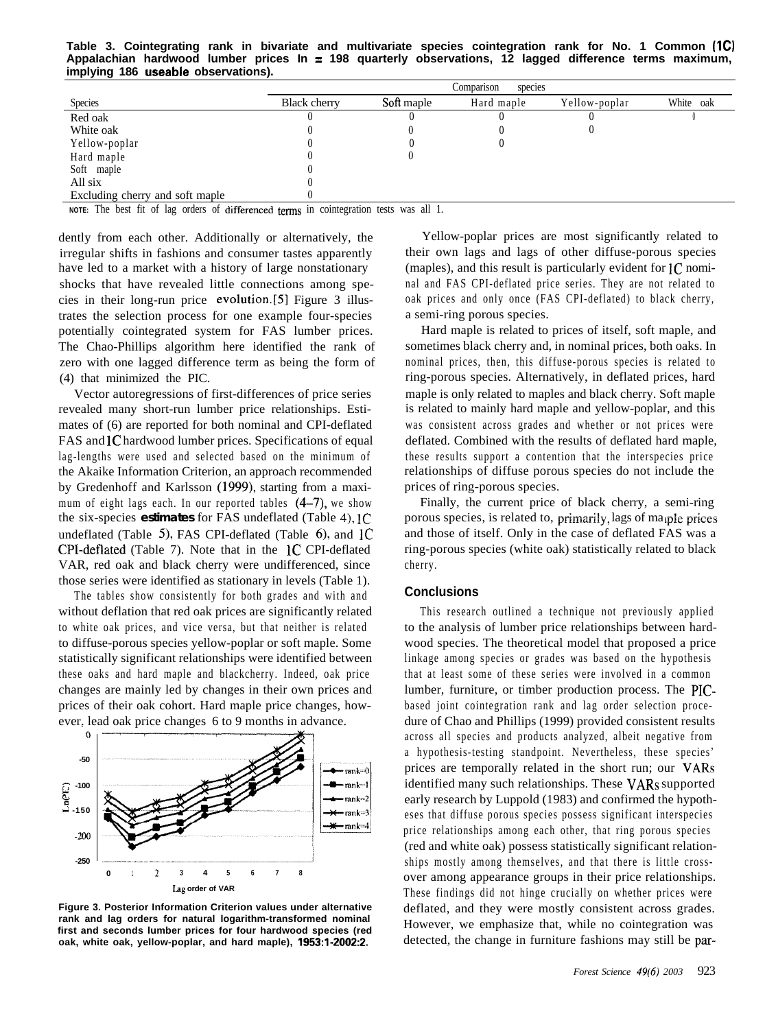**Table 3. Cointegrating rank in bivariate and multivariate species cointegration rank for No. 1 Common (1C) Appalachian hardwood lumber prices In = 198 quarterly observations, 12 lagged difference terms maximum, implying 186 useable observations).**

| | Comparison species | | | | |
|---|---|---|---|---|---|
| Species | Black cherry | Soft maple | Hard maple | Yellow-poplar | White oak |
| Red oak | 0 | 0 | 0 | 0 | 0 |
| White oak | 0 | 0 | 0 | 0 | |
| Yellow-poplar | 0 | 0 | 0 | | |
| Hard maple | 0 | 0 | | | |
| Soft maple | 0 | | | | |
| All six | 0 | | | | |
| Excluding cherry and soft maple | 0 | | | | |

NOTE: The best fit of lag orders of differenced terms in cointegration tests was all 1.

dently from each other. Additionally or alternatively, the irregular shifts in fashions and consumer tastes apparently have led to a market with a history of large nonstationary shocks that have revealed little connections among species in their long-run price evolution.[5] Figure 3 illustrates the selection process for one example four-species potentially cointegrated system for FAS lumber prices. The Chao-Phillips algorithm here identified the rank of zero with one lagged difference term as being the form of (4) that minimized the PIC.

Vector autoregressions of first-differences of price series revealed many short-run lumber price relationships. Estimates of (6) are reported for both nominal and CPI-deflated FAS and 1C hardwood lumber prices. Specifications of equal lag-lengths were used and selected based on the minimum of the Akaike Information Criterion, an approach recommended by Gredenhoff and Karlsson (1999), starting from a maximum of eight lags each. In our reported tables (4–7), we show the six-species **estimates** for FAS undeflated (Table 4), 1C undeflated (Table 5), FAS CPI-deflated (Table 6), and 1C CPI-deflated (Table 7). Note that in the 1C CPI-deflated VAR, red oak and black cherry were undifferenced, since those series were identified as stationary in levels (Table 1).

The tables show consistently for both grades and with and without deflation that red oak prices are significantly related to white oak prices, and vice versa, but that neither is related to diffuse-porous species yellow-poplar or soft maple. Some statistically significant relationships were identified between these oaks and hard maple and blackcherry. Indeed, oak price changes are mainly led by changes in their own prices and prices of their oak cohort. Hard maple price changes, however, lead oak price changes 6 to 9 months in advance.

Figure 3. Posterior Information Criterion values under alternative rank and lag orders for natural logarithm-transformed nominal first and seconds lumber prices for four hardwood species (red oak, white oak, yellow-poplar, and hard maple), 1953:1-2002:2.

Yellow-poplar prices are most significantly related to their own lags and lags of other diffuse-porous species (maples), and this result is particularly evident for 1C nominal and FAS CPI-deflated price series. They are not related to oak prices and only once (FAS CPI-deflated) to black cherry, a semi-ring porous species.

Hard maple is related to prices of itself, soft maple, and sometimes black cherry and, in nominal prices, both oaks. In nominal prices, then, this diffuse-porous species is related to ring-porous species. Alternatively, in deflated prices, hard maple is only related to maples and black cherry. Soft maple is related to mainly hard maple and yellow-poplar, and this was consistent across grades and whether or not prices were deflated. Combined with the results of deflated hard maple, these results support a contention that the interspecies price relationships of diffuse porous species do not include the prices of ring-porous species.

Finally, the current price of black cherry, a semi-ring porous species, is related to, primarily, lags of maple prices and those of itself. Only in the case of deflated FAS was a ring-porous species (white oak) statistically related to black cherry.

## Conclusions

This research outlined a technique not previously applied to the analysis of lumber price relationships between hardwood species. The theoretical model that proposed a price linkage among species or grades was based on the hypothesis that at least some of these series were involved in a common lumber, furniture, or timber production process. The PIC-based joint cointegration rank and lag order selection procedure of Chao and Phillips (1999) provided consistent results across all species and products analyzed, albeit negative from a hypothesis-testing standpoint. Nevertheless, these species' prices are temporally related in the short run; our VARs identified many such relationships. These VARs supported early research by Luppold (1983) and confirmed the hypotheses that diffuse porous species possess significant interspecies price relationships among each other, that ring porous species (red and white oak) possess statistically significant relationships mostly among themselves, and that there is little cross-over among appearance groups in their price relationships. These findings did not hinge crucially on whether prices were deflated, and they were mostly consistent across grades. However, we emphasize that, while no cointegration was detected, the change in furniture fashions may still be par-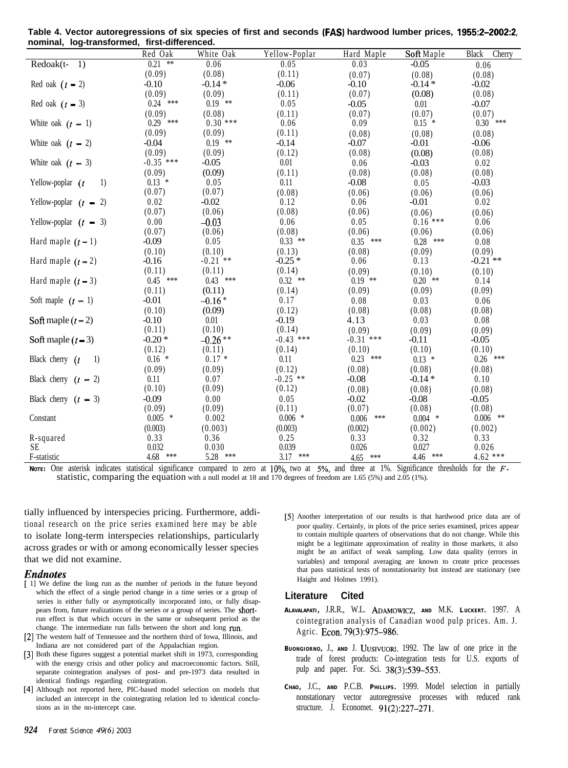**Table 4. Vector autoregressions of six species of first and seconds (FAS) hardwood lumber prices, 1955:2–2002:2, nominal, log-transformed, first-differenced.**

| | Red Oak | White Oak | Yellow-Poplar | Hard Maple | Soft Maple | Black Cherry |
|---|---|---|---|---|---|---|
| Red oak (t − 1) | 0.21 ** | 0.06 | 0.05 | 0.03 | -0.05 | 0.06 |
| | (0.09) | (0.08) | (0.11) | (0.07) | (0.08) | (0.08) |
| Red oak (t − 2) | -0.10 | -0.14 * | -0.06 | -0.10 | -0.14 * | -0.02 |
| | (0.09) | (0.09) | (0.11) | (0.07) | (0.08) | (0.08) |
| Red oak (t − 3) | 0.24 *** | 0.19 ** | 0.05 | -0.05 | 0.01 | -0.07 |
| | (0.09) | (0.08) | (0.11) | (0.07) | (0.07) | (0.07) |
| White oak (t − 1) | 0.29 *** | 0.30 *** | 0.06 | 0.09 | 0.15 * | 0.30 *** |
| | (0.09) | (0.09) | (0.11) | (0.08) | (0.08) | (0.08) |
| White oak (t − 2) | -0.04 | 0.19 ** | -0.14 | -0.07 | -0.01 | -0.06 |
| | (0.09) | (0.09) | (0.12) | (0.08) | (0.08) | (0.08) |
| White oak (t − 3) | -0.35 *** | -0.05 | 0.01 | 0.06 | -0.03 | 0.02 |
| | (0.09) | (0.09) | (0.11) | (0.08) | (0.08) | (0.08) |
| Yellow-poplar (t − 1) | 0.13 * | 0.05 | 0.11 | -0.08 | 0.05 | -0.03 |
| | (0.07) | (0.07) | (0.08) | (0.06) | (0.06) | (0.06) |
| Yellow-poplar (t − 2) | 0.02 | -0.02 | 0.12 | 0.06 | -0.01 | 0.02 |
| | (0.07) | (0.06) | (0.08) | (0.06) | (0.06) | (0.06) |
| Yellow-poplar (t − 3) | 0.00 | -0.03 | 0.06 | 0.05 | 0.16 *** | 0.06 |
| | (0.07) | (0.06) | (0.08) | (0.06) | (0.06) | (0.06) |
| Hard maple (t − 1) | -0.09 | 0.05 | 0.33 ** | 0.35 *** | 0.28 *** | 0.08 |
| | (0.10) | (0.10) | (0.13) | (0.08) | (0.09) | (0.09) |
| Hard maple (t − 2) | -0.16 | -0.21 ** | -0.25 * | 0.06 | 0.13 | -0.21 ** |
| | (0.11) | (0.11) | (0.14) | (0.09) | (0.10) | (0.10) |
| Hard maple (t − 3) | 0.45 *** | 0.43 *** | 0.32 ** | 0.19 ** | 0.20 ** | 0.14 |
| | (0.11) | (0.11) | (0.14) | (0.09) | (0.09) | (0.09) |
| Soft maple (t − 1) | -0.01 | -0.16 * | 0.17 | 0.08 | 0.03 | 0.06 |
| | (0.10) | (0.09) | (0.12) | (0.08) | (0.08) | (0.08) |
| Soft maple (t − 2) | -0.10 | 0.01 | -0.19 | 4.13 | 0.03 | 0.08 |
| | (0.11) | (0.10) | (0.14) | (0.09) | (0.09) | (0.09) |
| Soft maple (t − 3) | -0.20 * | -0.26 ** | -0.43 *** | -0.31 *** | -0.11 | -0.05 |
| | (0.12) | (0.11) | (0.14) | (0.10) | (0.10) | (0.10) |
| Black cherry (t − 1) | 0.16 * | 0.17 * | 0.11 | 0.23 *** | 0.13 * | 0.26 *** |
| | (0.09) | (0.09) | (0.12) | (0.08) | (0.08) | (0.08) |
| Black cherry (t − 2) | 0.11 | 0.07 | -0.25 ** | -0.08 | -0.14 * | 0.10 |
| | (0.10) | (0.09) | (0.12) | (0.08) | (0.08) | (0.08) |
| Black cherry (t − 3) | -0.09 | 0.00 | 0.05 | -0.02 | -0.08 | -0.05 |
| | (0.09) | (0.09) | (0.11) | (0.07) | (0.08) | (0.08) |
| Constant | 0.005 * | 0.002 | 0.006 * | 0.006 *** | 0.004 * | 0.006 ** |
| | (0.003) | (0.003) | (0.003) | (0.002) | (0.002) | (0.002) |
| R-squared | 0.33 | 0.36 | 0.25 | 0.33 | 0.32 | 0.33 |
| SE | 0.032 | 0.030 | 0.039 | 0.026 | 0.027 | 0.026 |
| F-statistic | 4.68 *** | 5.28 *** | 3.17 *** | 4.65 *** | 4.46 *** | 4.62 *** |

**NOTE:** One asterisk indicates statistical significance compared to zero at 10%, two at 5%, and three at 1%. Significance thresholds for the $F$-statistic, comparing the equation with a null model at 18 and 170 degrees of freedom are 1.65 (5%) and 2.05 (1%).

tially influenced by interspecies pricing. Furthermore, additional research on the price series examined here may be able to isolate long-term interspecies relationships, particularly across grades or with or among economically lesser species that we did not examine.

## *Endnotes*

[1] We define the long run as the number of periods in the future beyond which the effect of a single period change in a time series or a group of series is either fully or asymptotically incorporated into, or fully disappears from, future realizations of the series or a group of series. The short-run effect is that which occurs in the same or subsequent period as the change. The intermediate run falls between the short and long run.

[2] The western half of Tennessee and the northern third of Iowa, Illinois, and Indiana are not considered part of the Appalachian region.

[3] Both these figures suggest a potential market shift in 1973, corresponding with the energy crisis and other policy and macroeconomic factors. Still, separate cointegration analyses of post- and pre-1973 data resulted in identical findings regarding cointegration.

[4] Although not reported here, PIC-based model selection on models that included an intercept in the cointegrating relation led to identical conclusions as in the no-intercept case.

[5] Another interpretation of our results is that hardwood price data are of poor quality. Certainly, in plots of the price series examined, prices appear to contain multiple quarters of observations that do not change. While this might be a legitimate approximation of reality in those markets, it also might be an artifact of weak sampling. Low data quality (errors in variables) and temporal averaging are known to create price processes that pass statistical tests of nonstationarity but instead are stationary (see Haight and Holmes 1991).

## Literature Cited

**ALAVALAPATI**, J.R.R., W.L. ADAMOWICZ, **AND** M.K. **LUCKERT.** 1997. A cointegration analysis of Canadian wood pulp prices. Am. J. Agric. Econ. 79(3):975–986.

**BUONGIORNO**, J., **AND** J. UUSIVUORI. 1992. The law of one price in the trade of forest products: Co-integration tests for U.S. exports of pulp and paper. For. Sci. 38(3):539–553.

**CHAO**, J.C., **AND** P.C.B. **PHILLIPS.** 1999. Model selection in partially nonstationary vector autoregressive processes with reduced rank structure. J. Economet. 91(2):227–271.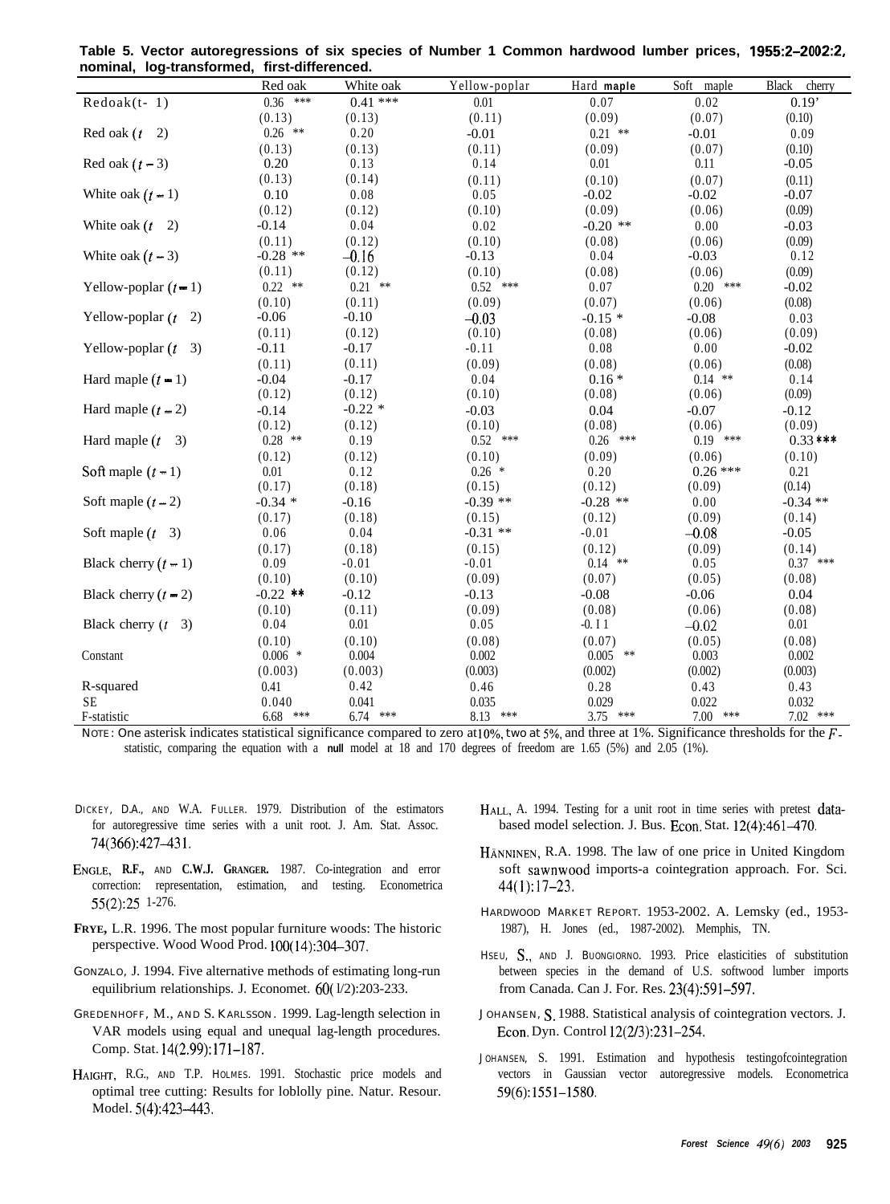**Table 5. Vector autoregressions of six species of Number 1 Common hardwood lumber prices, 1955:2–2002:2, nominal, log-transformed, first-differenced.**

| | Red oak | White oak | Yellow-poplar | Hard maple | Soft maple | Black cherry |
|---|---|---|---|---|---|---|
| Red oak $(t-1)$ | 0.36 *** | 0.41 *** | 0.01 | 0.07 | 0.02 | 0.19' |
| | (0.13) | (0.13) | (0.11) | (0.09) | (0.07) | (0.10) |
| Red oak $(t-2)$ | 0.26 ** | 0.20 | -0.01 | 0.21 ** | -0.01 | 0.09 |
| | (0.13) | (0.13) | (0.11) | (0.09) | (0.07) | (0.10) |
| Red oak $(t-3)$ | 0.20 | 0.13 | 0.14 | 0.01 | 0.11 | -0.05 |
| | (0.13) | (0.14) | (0.11) | (0.10) | (0.07) | (0.11) |
| White oak $(t-1)$ | 0.10 | 0.08 | 0.05 | -0.02 | -0.02 | -0.07 |
| | (0.12) | (0.12) | (0.10) | (0.09) | (0.06) | (0.09) |
| White oak $(t-2)$ | -0.14 | 0.04 | 0.02 | -0.20 ** | 0.00 | -0.03 |
| | (0.11) | (0.12) | (0.10) | (0.08) | (0.06) | (0.09) |
| White oak $(t-3)$ | -0.28 ** | -0.16 | -0.13 | 0.04 | -0.03 | 0.12 |
| | (0.11) | (0.12) | (0.10) | (0.08) | (0.06) | (0.09) |
| Yellow-poplar $(t-1)$ | 0.22 ** | 0.21 ** | 0.52 *** | 0.07 | 0.20 *** | -0.02 |
| | (0.10) | (0.11) | (0.09) | (0.07) | (0.06) | (0.08) |
| Yellow-poplar $(t-2)$ | -0.06 | -0.10 | -0.03 | -0.15 * | -0.08 | 0.03 |
| | (0.11) | (0.12) | (0.10) | (0.08) | (0.06) | (0.09) |
| Yellow-poplar $(t-3)$ | -0.11 | -0.17 | -0.11 | 0.08 | 0.00 | -0.02 |
| | (0.11) | (0.11) | (0.09) | (0.08) | (0.06) | (0.08) |
| Hard maple $(t-1)$ | -0.04 | -0.17 | 0.04 | 0.16 * | 0.14 ** | 0.14 |
| | (0.12) | (0.12) | (0.10) | (0.08) | (0.06) | (0.09) |
| Hard maple $(t-2)$ | -0.14 | -0.22 * | -0.03 | 0.04 | -0.07 | -0.12 |
| | (0.12) | (0.12) | (0.10) | (0.08) | (0.06) | (0.09) |
| Hard maple $(t-3)$ | 0.28 ** | 0.19 | 0.52 *** | 0.26 *** | 0.19 *** | 0.33 *** |
| | (0.12) | (0.12) | (0.10) | (0.09) | (0.06) | (0.10) |
| Soft maple $(t-1)$ | 0.01 | 0.12 | 0.26 * | 0.20 | 0.26 *** | 0.21 |
| | (0.17) | (0.18) | (0.15) | (0.12) | (0.09) | (0.14) |
| Soft maple $(t-2)$ | -0.34 * | -0.16 | -0.39 ** | -0.28 ** | 0.00 | -0.34 ** |
| | (0.17) | (0.18) | (0.15) | (0.12) | (0.09) | (0.14) |
| Soft maple $(t-3)$ | 0.06 | 0.04 | -0.31 ** | -0.01 | -0.08 | -0.05 |
| | (0.17) | (0.18) | (0.15) | (0.12) | (0.09) | (0.14) |
| Black cherry $(t-1)$ | 0.09 | -0.01 | -0.01 | 0.14 ** | 0.05 | 0.37 *** |
| | (0.10) | (0.10) | (0.09) | (0.07) | (0.05) | (0.08) |
| Black cherry $(t-2)$ | -0.22 ** | -0.12 | -0.13 | -0.08 | -0.06 | 0.04 |
| | (0.10) | (0.11) | (0.09) | (0.08) | (0.06) | (0.08) |
| Black cherry $(t-3)$ | 0.04 | 0.01 | 0.05 | -0.11 | -0.02 | 0.01 |
| | (0.10) | (0.10) | (0.08) | (0.07) | (0.05) | (0.08) |
| Constant | 0.006 * | 0.004 | 0.002 | 0.005 ** | 0.003 | 0.002 |
| | (0.003) | (0.003) | (0.003) | (0.002) | (0.002) | (0.003) |
| R-squared | 0.41 | 0.42 | 0.46 | 0.28 | 0.43 | 0.43 |
| SE | 0.040 | 0.041 | 0.035 | 0.029 | 0.022 | 0.032 |
| F-statistic | 6.68 *** | 6.74 *** | 8.13 *** | 3.75 *** | 7.00 *** | 7.02 *** |

NOTE: One asterisk indicates statistical significance compared to zero at 10%, two at 5%, and three at 1%. Significance thresholds for the $F$-statistic, comparing the equation with a null model at 18 and 170 degrees of freedom are 1.65 (5%) and 2.05 (1%).

DICKEY, D.A., AND W.A. FULLER. 1979. Distribution of the estimators for autoregressive time series with a unit root. J. Am. Stat. Assoc. 74(366):427–431.

ENGLE, R.F., AND C.W.J. GRANGER. 1987. Co-integration and error correction: representation, estimation, and testing. Econometrica 55(2):251-276.

FRYE, L.R. 1996. The most popular furniture woods: The historic perspective. Wood Wood Prod. 100(14):304–307.

GONZALO, J. 1994. Five alternative methods of estimating long-run equilibrium relationships. J. Econom. 60(1/2):203-233.

GREDENHOFF, M., AND S. KARLSSON. 1999. Lag-length selection in VAR models using equal and unequal lag-length procedures. Comp. Stat. 14(2.99):171–187.

HAIGHT, R.G., AND T.P. HOLMES. 1991. Stochastic price models and optimal tree cutting: Results for loblolly pine. Natur. Resour. Model. 5(4):423–443.

HALL, A. 1994. Testing for a unit root in time series with pretest data-based model selection. J. Bus. Econ. Stat. 12(4):461–470.

HÄNNINEN, R.A. 1998. The law of one price in United Kingdom soft sawnwood imports-a cointegration approach. For. Sci. 44(1):17–23.

HARDWOOD MARKET REPORT. 1953-2002. A. Lemsky (ed., 1953-1987), H. Jones (ed., 1987-2002). Memphis, TN.

HSEU, S., AND J. BUONGIORNO. 1993. Price elasticities of substitution between species in the demand of U.S. softwood lumber imports from Canada. Can J. For. Res. 23(4):591–597.

JOHANSEN, S. 1988. Statistical analysis of cointegration vectors. J. Econ. Dyn. Control 12(2/3):231–254.

JOHANSEN, S. 1991. Estimation and hypothesis testing of cointegration vectors in Gaussian vector autoregressive models. Econometrica 59(6):1551–1580.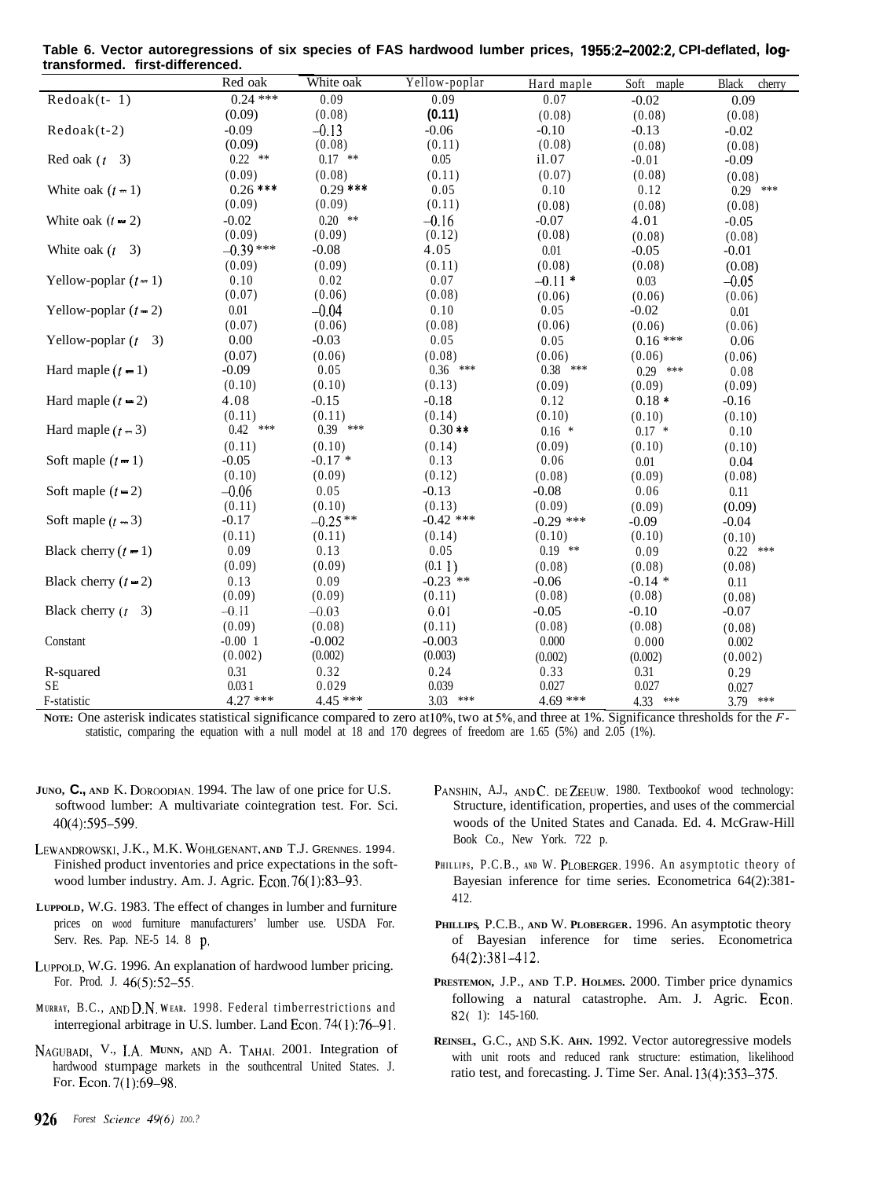**Table 6. Vector autoregressions of six species of FAS hardwood lumber prices, 1955:2–2002:2, CPI-deflated, log-transformed. first-differenced.**

| | Red oak | White oak | Yellow-poplar | Hard maple | Soft maple | Black cherry |
|---|---|---|---|---|---|---|
| Red oak ($t-1$) | 0.24 *** | 0.09 | 0.09 | 0.07 | -0.02 | 0.09 |
| | (0.09) | (0.08) | (0.11) | (0.08) | (0.08) | (0.08) |
| Red oak ($t-2$) | -0.09 | -0.13 | -0.06 | -0.10 | -0.13 | -0.02 |
| | (0.09) | (0.08) | (0.11) | (0.08) | (0.08) | (0.08) |
| Red oak ($t-3$) | 0.22 ** | 0.17 ** | 0.05 | i1.07 | -0.01 | -0.09 |
| | (0.09) | (0.08) | (0.11) | (0.07) | (0.08) | (0.08) |
| White oak ($t-1$) | 0.26 *** | 0.29 *** | 0.05 | 0.10 | 0.12 | 0.29 *** |
| | (0.09) | (0.09) | (0.11) | (0.08) | (0.08) | (0.08) |
| White oak ($t-2$) | -0.02 | 0.20 ** | -0.16 | -0.07 | 4.01 | -0.05 |
| | (0.09) | (0.09) | (0.12) | (0.08) | (0.08) | (0.08) |
| White oak ($t-3$) | -0.39 *** | -0.08 | 4.05 | 0.01 | -0.05 | -0.01 |
| | (0.09) | (0.09) | (0.11) | (0.08) | (0.08) | (0.08) |
| Yellow-poplar ($t-1$) | 0.10 | 0.02 | 0.07 | -0.11 * | 0.03 | -0.05 |
| | (0.07) | (0.06) | (0.08) | (0.06) | (0.06) | (0.06) |
| Yellow-poplar ($t-2$) | 0.01 | -0.04 | 0.10 | 0.05 | -0.02 | 0.01 |
| | (0.07) | (0.06) | (0.08) | (0.06) | (0.06) | (0.06) |
| Yellow-poplar ($t-3$) | 0.00 | -0.03 | 0.05 | 0.05 | 0.16 *** | 0.06 |
| | (0.07) | (0.06) | (0.08) | (0.06) | (0.06) | (0.06) |
| Hard maple ($t-1$) | -0.09 | 0.05 | 0.36 *** | 0.38 *** | 0.29 *** | 0.08 |
| | (0.10) | (0.10) | (0.13) | (0.09) | (0.09) | (0.09) |
| Hard maple ($t-2$) | 4.08 | -0.15 | -0.18 | 0.12 | 0.18 * | -0.16 |
| | (0.11) | (0.11) | (0.14) | (0.10) | (0.10) | (0.10) |
| Hard maple ($t-3$) | 0.42 *** | 0.39 *** | 0.30 ** | 0.16 * | 0.17 * | 0.10 |
| | (0.11) | (0.10) | (0.14) | (0.09) | (0.10) | (0.10) |
| Soft maple ($t-1$) | -0.05 | -0.17 * | 0.13 | 0.06 | 0.01 | 0.04 |
| | (0.10) | (0.09) | (0.12) | (0.08) | (0.09) | (0.08) |
| Soft maple ($t-2$) | -0.06 | 0.05 | -0.13 | -0.08 | 0.06 | 0.11 |
| | (0.11) | (0.10) | (0.13) | (0.09) | (0.09) | (0.09) |
| Soft maple ($t-3$) | -0.17 | -0.25 ** | -0.42 *** | -0.29 *** | -0.09 | -0.04 |
| | (0.11) | (0.11) | (0.14) | (0.10) | (0.10) | (0.10) |
| Black cherry ($t-1$) | 0.09 | 0.13 | 0.05 | 0.19 ** | 0.09 | 0.22 *** |
| | (0.09) | (0.09) | (0.11) | (0.08) | (0.08) | (0.08) |
| Black cherry ($t-2$) | 0.13 | 0.09 | -0.23 ** | -0.06 | -0.14 * | 0.11 |
| | (0.09) | (0.09) | (0.11) | (0.08) | (0.08) | (0.08) |
| Black cherry ($t-3$) | -0.11 | -0.03 | 0.01 | -0.05 | -0.10 | -0.07 |
| | (0.09) | (0.08) | (0.11) | (0.08) | (0.08) | (0.08) |
| Constant | -0.001 | -0.002 | -0.003 | 0.000 | 0.000 | 0.002 |
| | (0.002) | (0.002) | (0.003) | (0.002) | (0.002) | (0.002) |
| R-squared | 0.31 | 0.32 | 0.24 | 0.33 | 0.31 | 0.29 |
| SE | 0.031 | 0.029 | 0.039 | 0.027 | 0.027 | 0.027 |
| F-statistic | 4.27 *** | 4.45 *** | 3.03 *** | 4.69 *** | 4.33 *** | 3.79 *** |

**NOTE:** One asterisk indicates statistical significance compared to zero at 10%, two at 5%, and three at 1%. Significance thresholds for the $F$-statistic, comparing the equation with a null model at 18 and 170 degrees of freedom are 1.65 (5%) and 2.05 (1%).

**JUNO, C., AND** K. DOROODIAN. 1994. The law of one price for U.S. softwood lumber: A multivariate cointegration test. For. Sci. 40(4):595–599.

LEWANDROWSKI, J.K., M.K. WOHLGENANT, **AND** T.J. GRENNES. 1994. Finished product inventories and price expectations in the softwood lumber industry. Am. J. Agric. Econ. 76(1):83–93.

**LUPPOLD**, W.G. 1983. The effect of changes in lumber and furniture prices on wood furniture manufacturers' lumber use. USDA For. Serv. Res. Pap. NE-514. 8 p.

LUPPOLD, W.G. 1996. An explanation of hardwood lumber pricing. For. Prod. J. 46(5):52–55.

MURRAY, B.C., AND D.N. WEAR. 1998. Federal timberrestrictions and interregional arbitrage in U.S. lumber. Land Econ. 74(1):76–91.

NAGUBADI, V., I.A. **MUNN,** AND A. TAHAI. 2001. Integration of hardwood stumpage markets in the southcentral United States. J. For. Econ. 7(1):69–98.

PANSHIN, A.J., AND C. DE ZEEUW. 1980. Textbookof wood technology: Structure, identification, properties, and uses of the commercial woods of the United States and Canada. Ed. 4. McGraw-Hill Book Co., New York. 722 p.

PHILLIPS, P.C.B., AND W. PLOBERGER. 1996. An asymptotic theory of Bayesian inference for time series. Econometrica 64(2):381-412.

**PHILLIPS,** P.C.B., **AND** W. **PLOBERGER**. 1996. An asymptotic theory of Bayesian inference for time series. Econometrica 64(2):381–412.

**PRESTEMON,** J.P., **AND** T.P. **HOLMES.** 2000. Timber price dynamics following a natural catastrophe. Am. J. Agric. Econ. 82(1): 145-160.

**REINSEL,** G.C., AND S.K. **AHN.** 1992. Vector autoregressive models with unit roots and reduced rank structure: estimation, likelihood ratio test, and forecasting. J. Time Ser. Anal. 13(4):353–375.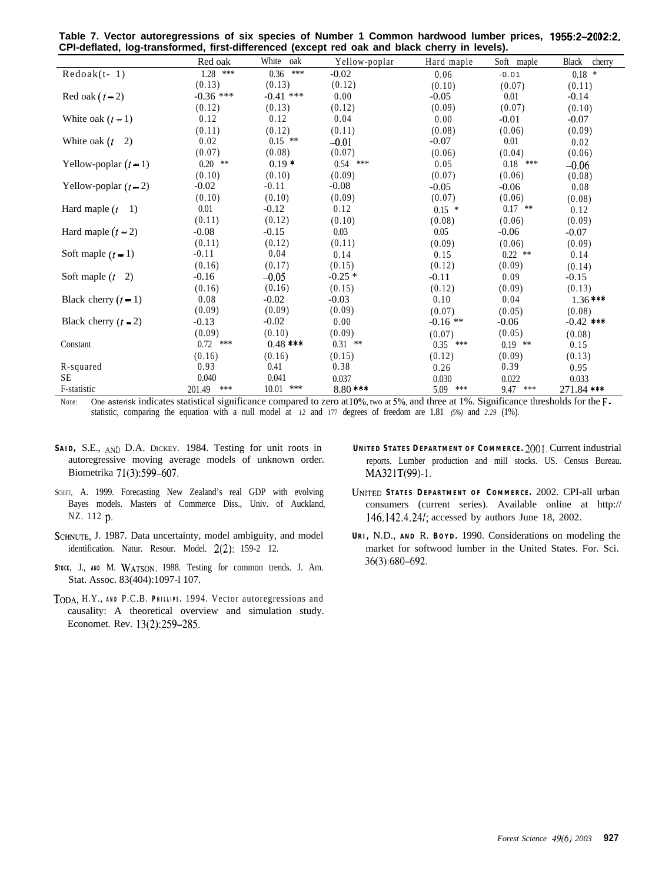**Table 7. Vector autoregressions of six species of Number 1 Common hardwood lumber prices, 1955:2–2002:2, CPI-deflated, log-transformed, first-differenced (except red oak and black cherry in levels).**

| | Red oak | White oak | Yellow-poplar | Hard maple | Soft maple | Black cherry |
|---|---|---|---|---|---|---|
| Red oak ($t-1$) | 1.28 *** | 0.36 *** | -0.02 | 0.06 | -0.01 | 0.18 * |
| | (0.13) | (0.13) | (0.12) | (0.10) | (0.07) | (0.11) |
| Red oak ($t-2$) | -0.36 *** | -0.41 *** | 0.00 | -0.05 | 0.01 | -0.14 |
| | (0.12) | (0.13) | (0.12) | (0.09) | (0.07) | (0.10) |
| White oak ($t-1$) | 0.12 | 0.12 | 0.04 | 0.00 | -0.01 | -0.07 |
| | (0.11) | (0.12) | (0.11) | (0.08) | (0.06) | (0.09) |
| White oak ($t-2$) | 0.02 | 0.15 ** | -0.01 | -0.07 | 0.01 | 0.02 |
| | (0.07) | (0.08) | (0.07) | (0.06) | (0.04) | (0.06) |
| Yellow-poplar ($t-1$) | 0.20 ** | 0.19 * | 0.54 *** | 0.05 | 0.18 *** | -0.06 |
| | (0.10) | (0.10) | (0.09) | (0.07) | (0.06) | (0.08) |
| Yellow-poplar ($t-2$) | -0.02 | -0.11 | -0.08 | -0.05 | -0.06 | 0.08 |
| | (0.10) | (0.10) | (0.09) | (0.07) | (0.06) | (0.08) |
| Hard maple ($t-1$) | 0.01 | -0.12 | 0.12 | 0.15 * | 0.17 ** | 0.12 |
| | (0.11) | (0.12) | (0.10) | (0.08) | (0.06) | (0.09) |
| Hard maple ($t-2$) | -0.08 | -0.15 | 0.03 | 0.05 | -0.06 | -0.07 |
| | (0.11) | (0.12) | (0.11) | (0.09) | (0.06) | (0.09) |
| Soft maple ($t-1$) | -0.11 | 0.04 | 0.14 | 0.15 | 0.22 ** | 0.14 |
| | (0.16) | (0.17) | (0.15) | (0.12) | (0.09) | (0.14) |
| Soft maple ($t-2$) | -0.16 | -0.05 | -0.25 * | -0.11 | 0.09 | -0.15 |
| | (0.16) | (0.16) | (0.15) | (0.12) | (0.09) | (0.13) |
| Black cherry ($t-1$) | 0.08 | -0.02 | -0.03 | 0.10 | 0.04 | 1.36 *** |
| | (0.09) | (0.09) | (0.09) | (0.07) | (0.05) | (0.08) |
| Black cherry ($t-2$) | -0.13 | -0.02 | 0.00 | -0.16 ** | -0.06 | -0.42 *** |
| | (0.09) | (0.10) | (0.09) | (0.07) | (0.05) | (0.08) |
| Constant | 0.72 *** | 0.48 *** | 0.31 ** | 0.35 *** | 0.19 ** | 0.15 |
| | (0.16) | (0.16) | (0.15) | (0.12) | (0.09) | (0.13) |
| R-squared | 0.93 | 0.41 | 0.38 | 0.26 | 0.39 | 0.95 |
| SE | 0.040 | 0.041 | 0.037 | 0.030 | 0.022 | 0.033 |
| F-statistic | 201.49 *** | 10.01 *** | 8.80 *** | 5.09 *** | 9.47 *** | 271.84 *** |

Note: One asterisk indicates statistical significance compared to zero at 10%, two at 5%, and three at 1%. Significance thresholds for the F-statistic, comparing the equation with a null model at 12 and 177 degrees of freedom are 1.81 (5%) and 2.29 (1%).

SAID, S.E., AND D.A. DICKEY. 1984. Testing for unit roots in autoregressive moving average models of unknown order. Biometrika 71(3):599–607.

SCHIFF, A. 1999. Forecasting New Zealand's real GDP with evolving Bayes models. Masters of Commerce Diss., Univ. of Auckland, NZ. 112 p.

SCHNUTE, J. 1987. Data uncertainty, model ambiguity, and model identification. Natur. Resour. Model. 2(2): 159-2 12.

STOCK, J., AND M. WATSON. 1988. Testing for common trends. J. Am. Stat. Assoc. 83(404):1097-l 107.

TODA, H.Y., AND P.C.B. PHILLIPS. 1994. Vector autoregressions and causality: A theoretical overview and simulation study. Economet. Rev. 13(2):259–285.

UNITED STATES DEPARTMENT OF COMMERCE. 2001. Current industrial reports. Lumber production and mill stocks. US. Census Bureau. MA321T(99)-1.

UNITED STATES DEPARTMENT OF COMMERCE. 2002. CPI-all urban consumers (current series). Available online at http:// 146.142.4.24/; accessed by authors June 18, 2002.

URI, N.D., AND R. BOYD. 1990. Considerations on modeling the market for softwood lumber in the United States. For. Sci. 36(3):680–692.